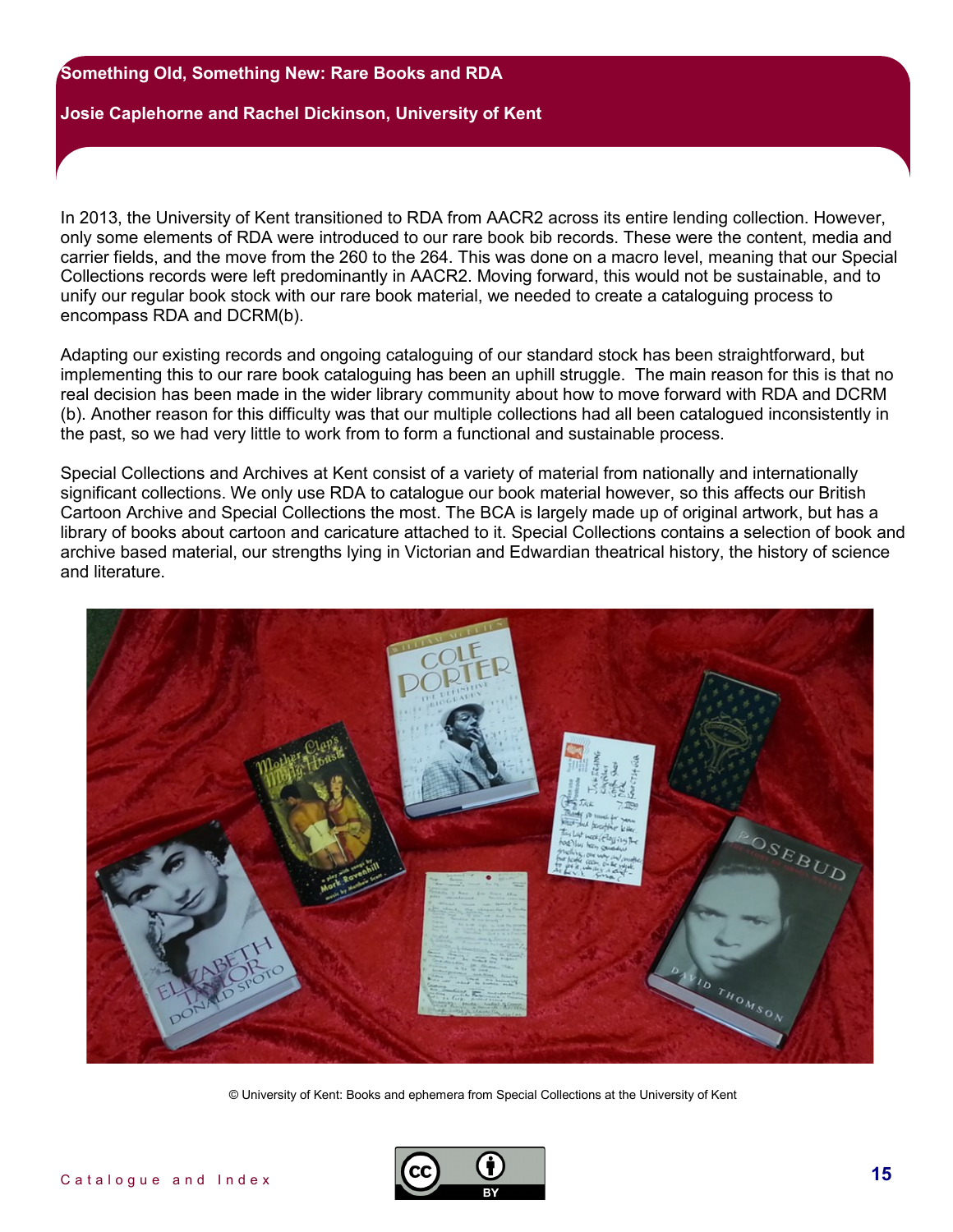# Something Old, Something New: Rare Books and RDA

**Josie Caplehorne and Rachel Dickinson, University of Kent**

In 2013, the University of Kent transitioned to RDA from AACR2 across its entire lending collection. However, only some elements of RDA were introduced to our rare book bib records. These were the content, media and carrier fields, and the move from the 260 to the 264. This was done on a macro level, meaning that our Special Collections records were left predominantly in AACR2. Moving forward, this would not be sustainable, and to unify our regular book stock with our rare book material, we needed to create a cataloguing process to encompass RDA and DCRM(b).

Adapting our existing records and ongoing cataloguing of our standard stock has been straightforward, but implementing this to our rare book cataloguing has been an uphill struggle. The main reason for this is that no real decision has been made in the wider library community about how to move forward with RDA and DCRM (b). Another reason for this difficulty was that our multiple collections had all been catalogued inconsistently in the past, so we had very little to work from to form a functional and sustainable process.

Special Collections and Archives at Kent consist of a variety of material from nationally and internationally significant collections. We only use RDA to catalogue our book material however, so this affects our British Cartoon Archive and Special Collections the most. The BCA is largely made up of original artwork, but has a library of books about cartoon and caricature attached to it. Special Collections contains a selection of book and archive based material, our strengths lying in Victorian and Edwardian theatrical history, the history of science and literature.

© University of Kent: Books and ephemera from Special Collections at the University of Kent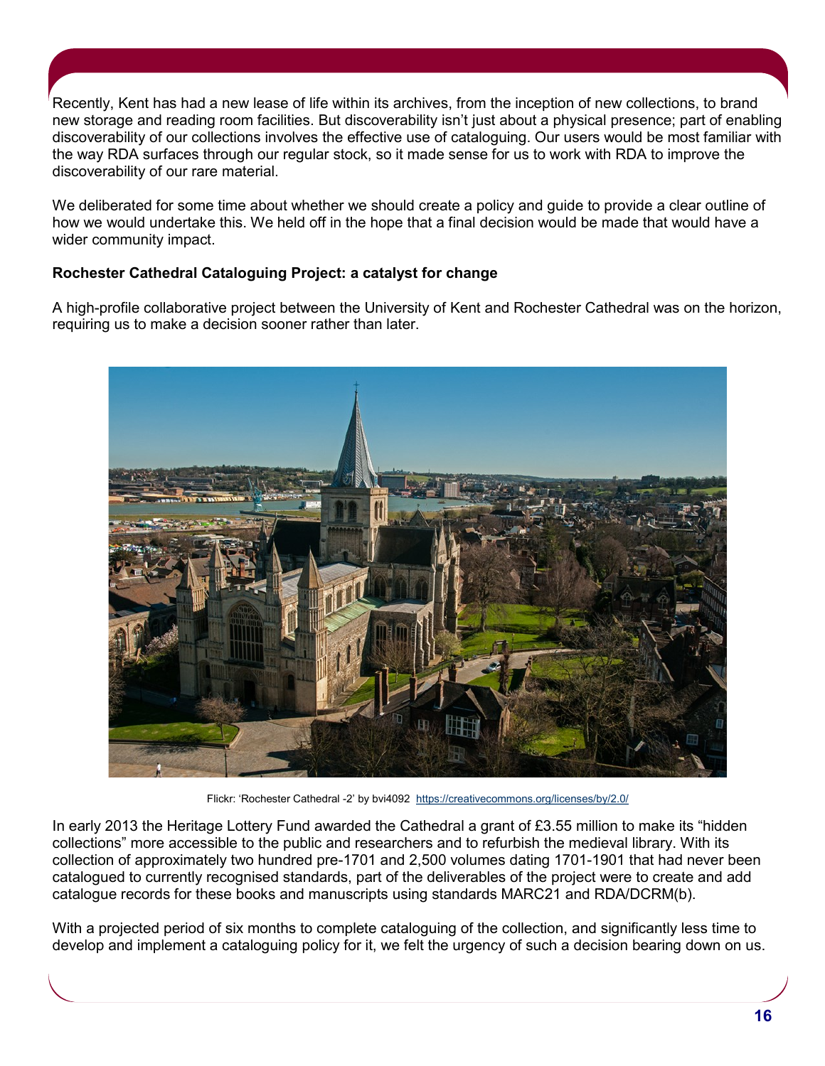Recently, Kent has had a new lease of life within its archives, from the inception of new collections, to brand new storage and reading room facilities. But discoverability isn't just about a physical presence; part of enabling discoverability of our collections involves the effective use of cataloguing. Our users would be most familiar with the way RDA surfaces through our regular stock, so it made sense for us to work with RDA to improve the discoverability of our rare material.

We deliberated for some time about whether we should create a policy and guide to provide a clear outline of how we would undertake this. We held off in the hope that a final decision would be made that would have a wider community impact.

**Rochester Cathedral Cataloguing Project: a catalyst for change**

A high-profile collaborative project between the University of Kent and Rochester Cathedral was on the horizon, requiring us to make a decision sooner rather than later.

Flickr: 'Rochester Cathedral -2' by bvi4092 https://creativecommons.org/licenses/by/2.0/

In early 2013 the Heritage Lottery Fund awarded the Cathedral a grant of £3.55 million to make its "hidden collections" more accessible to the public and researchers and to refurbish the medieval library. With its collection of approximately two hundred pre-1701 and 2,500 volumes dating 1701-1901 that had never been catalogued to currently recognised standards, part of the deliverables of the project were to create and add catalogue records for these books and manuscripts using standards MARC21 and RDA/DCRM(b).

With a projected period of six months to complete cataloguing of the collection, and significantly less time to develop and implement a cataloguing policy for it, we felt the urgency of such a decision bearing down on us.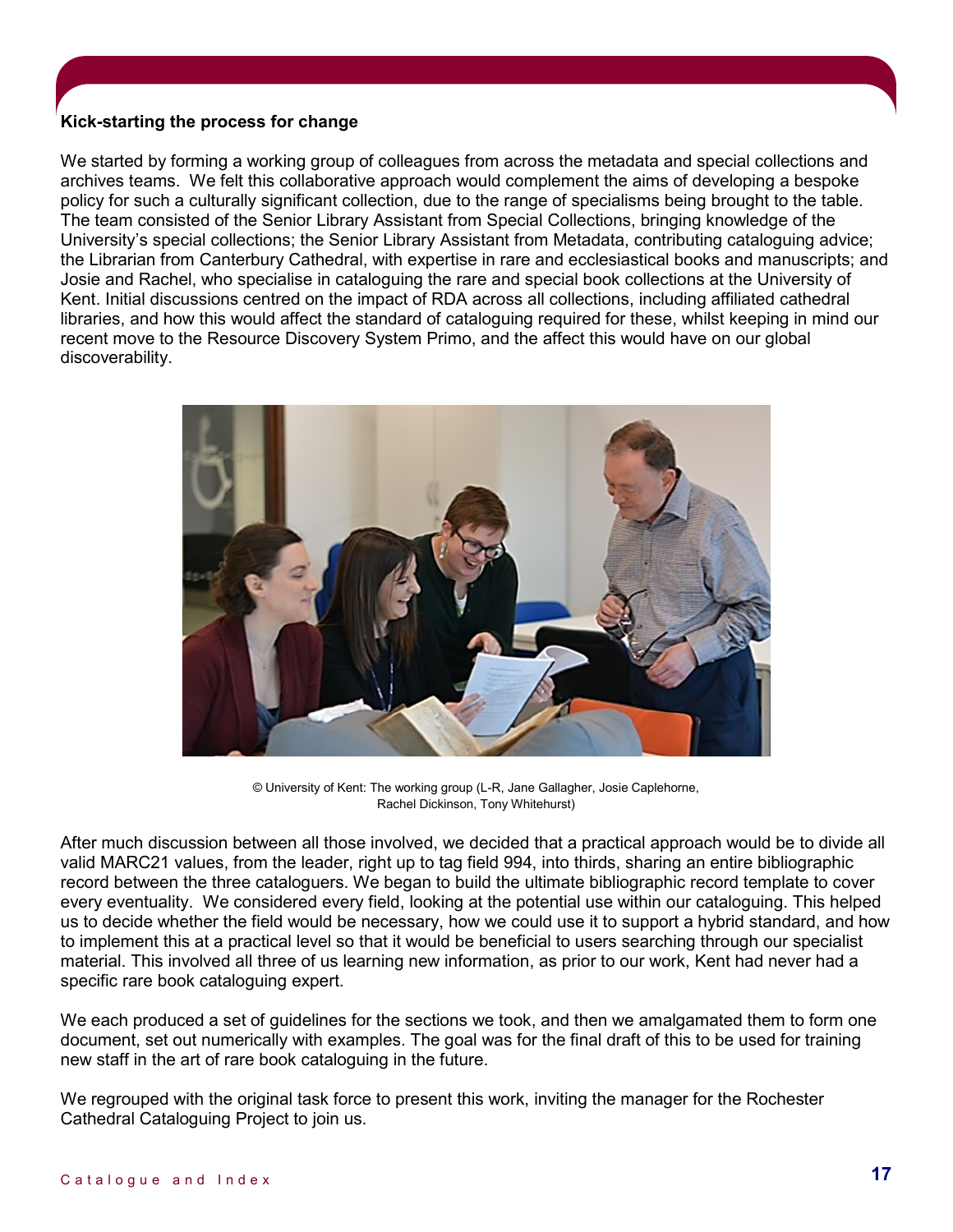**Kick-starting the process for change**

We started by forming a working group of colleagues from across the metadata and special collections and archives teams. We felt this collaborative approach would complement the aims of developing a bespoke policy for such a culturally significant collection, due to the range of specialisms being brought to the table. The team consisted of the Senior Library Assistant from Special Collections, bringing knowledge of the University's special collections; the Senior Library Assistant from Metadata, contributing cataloguing advice; the Librarian from Canterbury Cathedral, with expertise in rare and ecclesiastical books and manuscripts; and Josie and Rachel, who specialise in cataloguing the rare and special book collections at the University of Kent. Initial discussions centred on the impact of RDA across all collections, including affiliated cathedral libraries, and how this would affect the standard of cataloguing required for these, whilst keeping in mind our recent move to the Resource Discovery System Primo, and the affect this would have on our global discoverability.

© University of Kent: The working group (L-R, Jane Gallagher, Josie Caplehorne, Rachel Dickinson, Tony Whitehurst)

After much discussion between all those involved, we decided that a practical approach would be to divide all valid MARC21 values, from the leader, right up to tag field 994, into thirds, sharing an entire bibliographic record between the three cataloguers. We began to build the ultimate bibliographic record template to cover every eventuality. We considered every field, looking at the potential use within our cataloguing. This helped us to decide whether the field would be necessary, how we could use it to support a hybrid standard, and how to implement this at a practical level so that it would be beneficial to users searching through our specialist material. This involved all three of us learning new information, as prior to our work, Kent had never had a specific rare book cataloguing expert.

We each produced a set of guidelines for the sections we took, and then we amalgamated them to form one document, set out numerically with examples. The goal was for the final draft of this to be used for training new staff in the art of rare book cataloguing in the future.

We regrouped with the original task force to present this work, inviting the manager for the Rochester Cathedral Cataloguing Project to join us.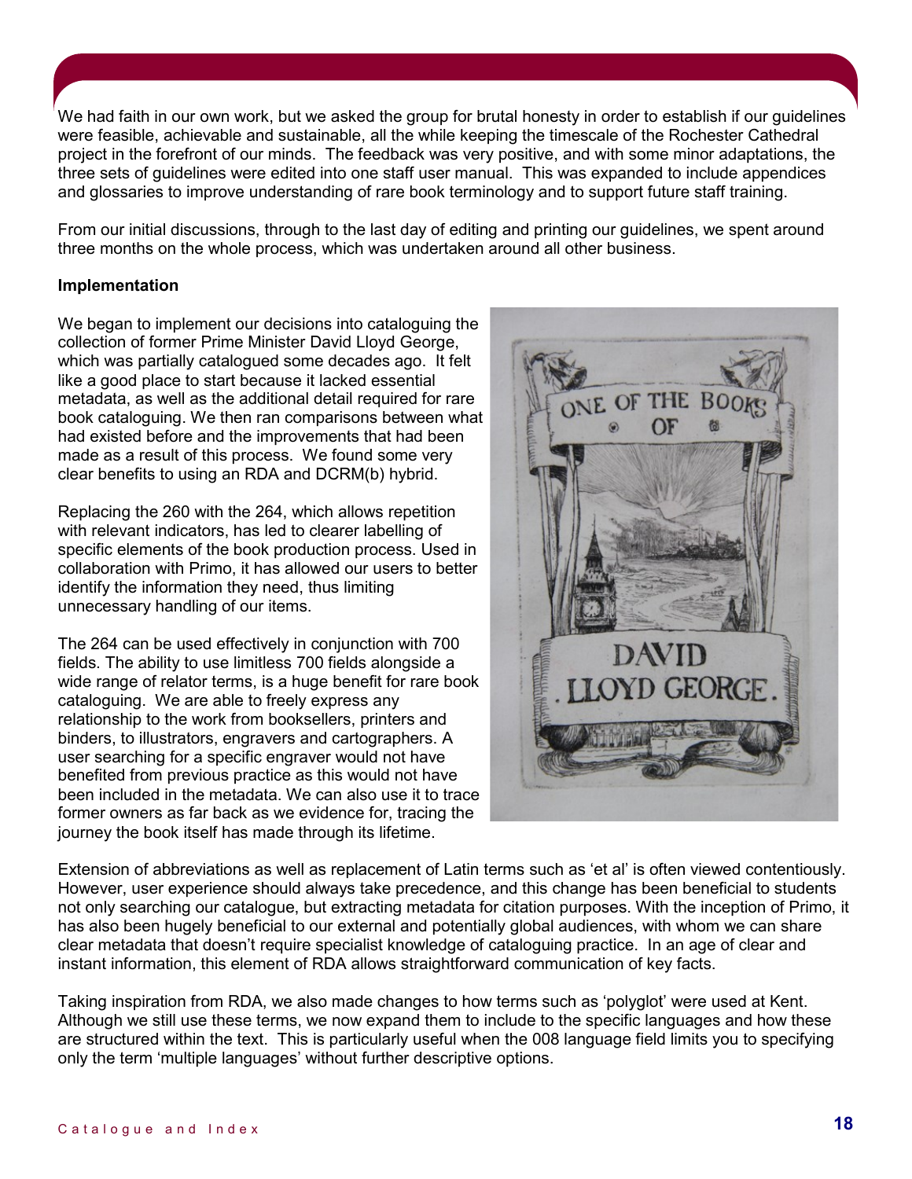We had faith in our own work, but we asked the group for brutal honesty in order to establish if our guidelines were feasible, achievable and sustainable, all the while keeping the timescale of the Rochester Cathedral project in the forefront of our minds. The feedback was very positive, and with some minor adaptations, the three sets of guidelines were edited into one staff user manual. This was expanded to include appendices and glossaries to improve understanding of rare book terminology and to support future staff training.

From our initial discussions, through to the last day of editing and printing our guidelines, we spent around three months on the whole process, which was undertaken around all other business.

**Implementation**

We began to implement our decisions into cataloguing the collection of former Prime Minister David Lloyd George, which was partially catalogued some decades ago. It felt like a good place to start because it lacked essential metadata, as well as the additional detail required for rare book cataloguing. We then ran comparisons between what had existed before and the improvements that had been made as a result of this process. We found some very clear benefits to using an RDA and DCRM(b) hybrid.

Replacing the 260 with the 264, which allows repetition with relevant indicators, has led to clearer labelling of specific elements of the book production process. Used in collaboration with Primo, it has allowed our users to better identify the information they need, thus limiting unnecessary handling of our items.

The 264 can be used effectively in conjunction with 700 fields. The ability to use limitless 700 fields alongside a wide range of relator terms, is a huge benefit for rare book cataloguing. We are able to freely express any relationship to the work from booksellers, printers and binders, to illustrators, engravers and cartographers. A user searching for a specific engraver would not have benefited from previous practice as this would not have been included in the metadata. We can also use it to trace former owners as far back as we evidence for, tracing the journey the book itself has made through its lifetime.

Extension of abbreviations as well as replacement of Latin terms such as 'et al' is often viewed contentiously. However, user experience should always take precedence, and this change has been beneficial to students not only searching our catalogue, but extracting metadata for citation purposes. With the inception of Primo, it has also been hugely beneficial to our external and potentially global audiences, with whom we can share clear metadata that doesn't require specialist knowledge of cataloguing practice. In an age of clear and instant information, this element of RDA allows straightforward communication of key facts.

Taking inspiration from RDA, we also made changes to how terms such as 'polyglot' were used at Kent. Although we still use these terms, we now expand them to include to the specific languages and how these are structured within the text. This is particularly useful when the 008 language field limits you to specifying only the term 'multiple languages' without further descriptive options.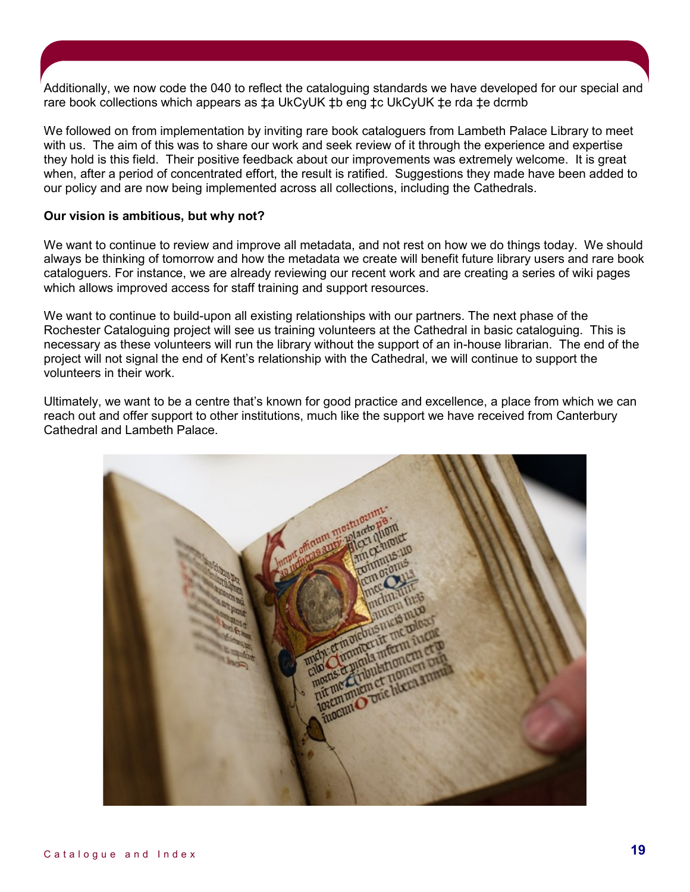Additionally, we now code the 040 to reflect the cataloguing standards we have developed for our special and rare book collections which appears as ‡a UkCyUK ‡b eng ‡c UkCyUK ‡e rda ‡e dcrmb

We followed on from implementation by inviting rare book cataloguers from Lambeth Palace Library to meet with us. The aim of this was to share our work and seek review of it through the experience and expertise they hold is this field. Their positive feedback about our improvements was extremely welcome. It is great when, after a period of concentrated effort, the result is ratified. Suggestions they made have been added to our policy and are now being implemented across all collections, including the Cathedrals.

**Our vision is ambitious, but why not?**

We want to continue to review and improve all metadata, and not rest on how we do things today. We should always be thinking of tomorrow and how the metadata we create will benefit future library users and rare book cataloguers. For instance, we are already reviewing our recent work and are creating a series of wiki pages which allows improved access for staff training and support resources.

We want to continue to build-upon all existing relationships with our partners. The next phase of the Rochester Cataloguing project will see us training volunteers at the Cathedral in basic cataloguing. This is necessary as these volunteers will run the library without the support of an in-house librarian. The end of the project will not signal the end of Kent's relationship with the Cathedral, we will continue to support the volunteers in their work.

Ultimately, we want to be a centre that's known for good practice and excellence, a place from which we can reach out and offer support to other institutions, much like the support we have received from Canterbury Cathedral and Lambeth Palace.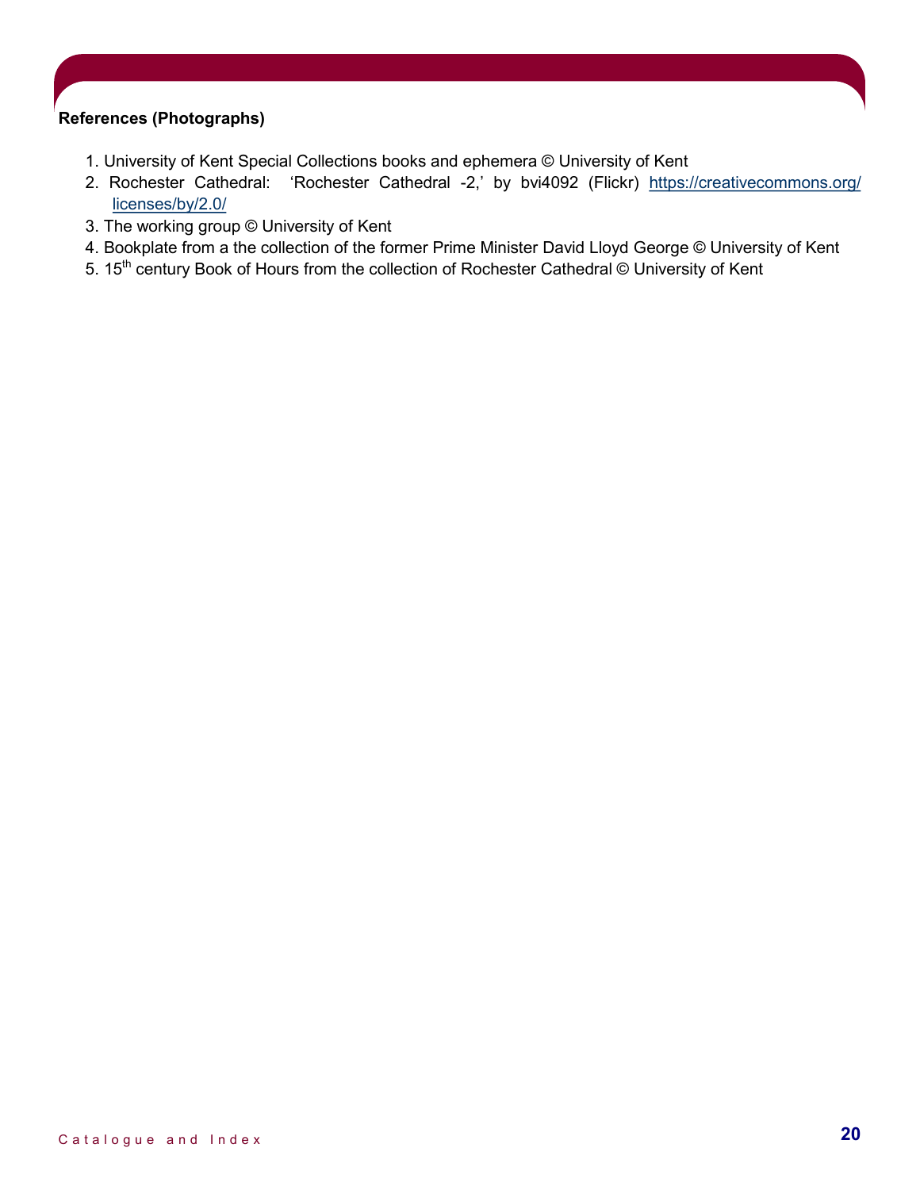**References (Photographs)**

1. University of Kent Special Collections books and ephemera © University of Kent
2. Rochester Cathedral: 'Rochester Cathedral -2,' by bvi4092 (Flickr) https://creativecommons.org/licenses/by/2.0/
3. The working group © University of Kent
4. Bookplate from a the collection of the former Prime Minister David Lloyd George © University of Kent
5. 15th century Book of Hours from the collection of Rochester Cathedral © University of Kent